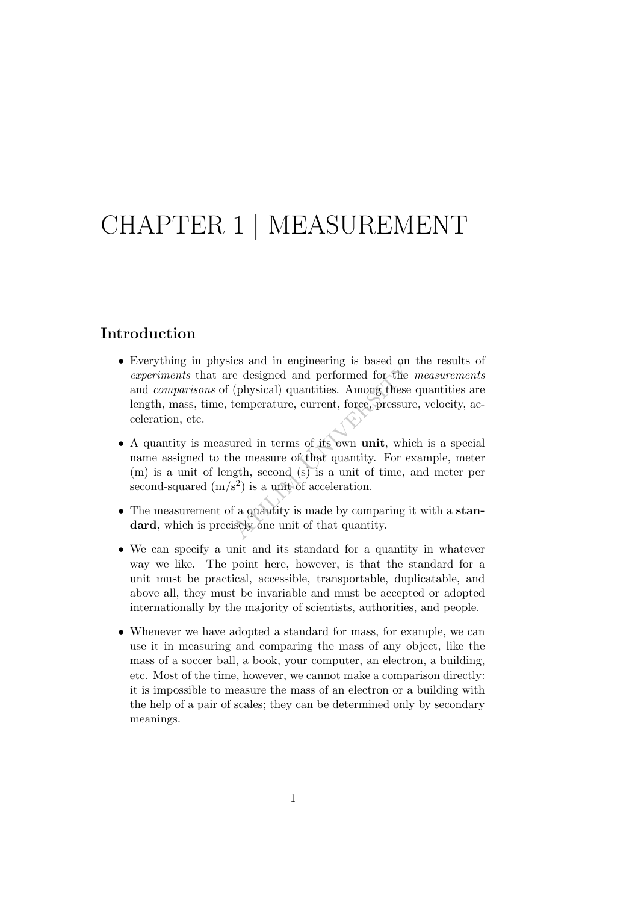# CHAPTER 1 | MEASUREMENT

## Introduction

- Everything in physics and in engineering is based on the results of *experiments* that are designed and performed for the *measurements* and *comparisons* of (physical) quantities. Among these quantities are length, mass, time, temperature, current, force, pressure, velocity, acceleration, etc.

- A quantity is measured in terms of its own **unit**, which is a special name assigned to the measure of that quantity. For example, meter (m) is a unit of length, second (s) is a unit of time, and meter per second-squared ($m/s^2$) is a unit of acceleration.

- The measurement of a quantity is made by comparing it with a **standard**, which is precisely one unit of that quantity.

- We can specify a unit and its standard for a quantity in whatever way we like. The point here, however, is that the standard for a unit must be practical, accessible, transportable, duplicatable, and above all, they must be invariable and must be accepted or adopted internationally by the majority of scientists, authorities, and people.

- Whenever we have adopted a standard for mass, for example, we can use it in measuring and comparing the mass of any object, like the mass of a soccer ball, a book, your computer, an electron, a building, etc. Most of the time, however, we cannot make a comparison directly: it is impossible to measure the mass of an electron or a building with the help of a pair of scales; they can be determined only by secondary meanings.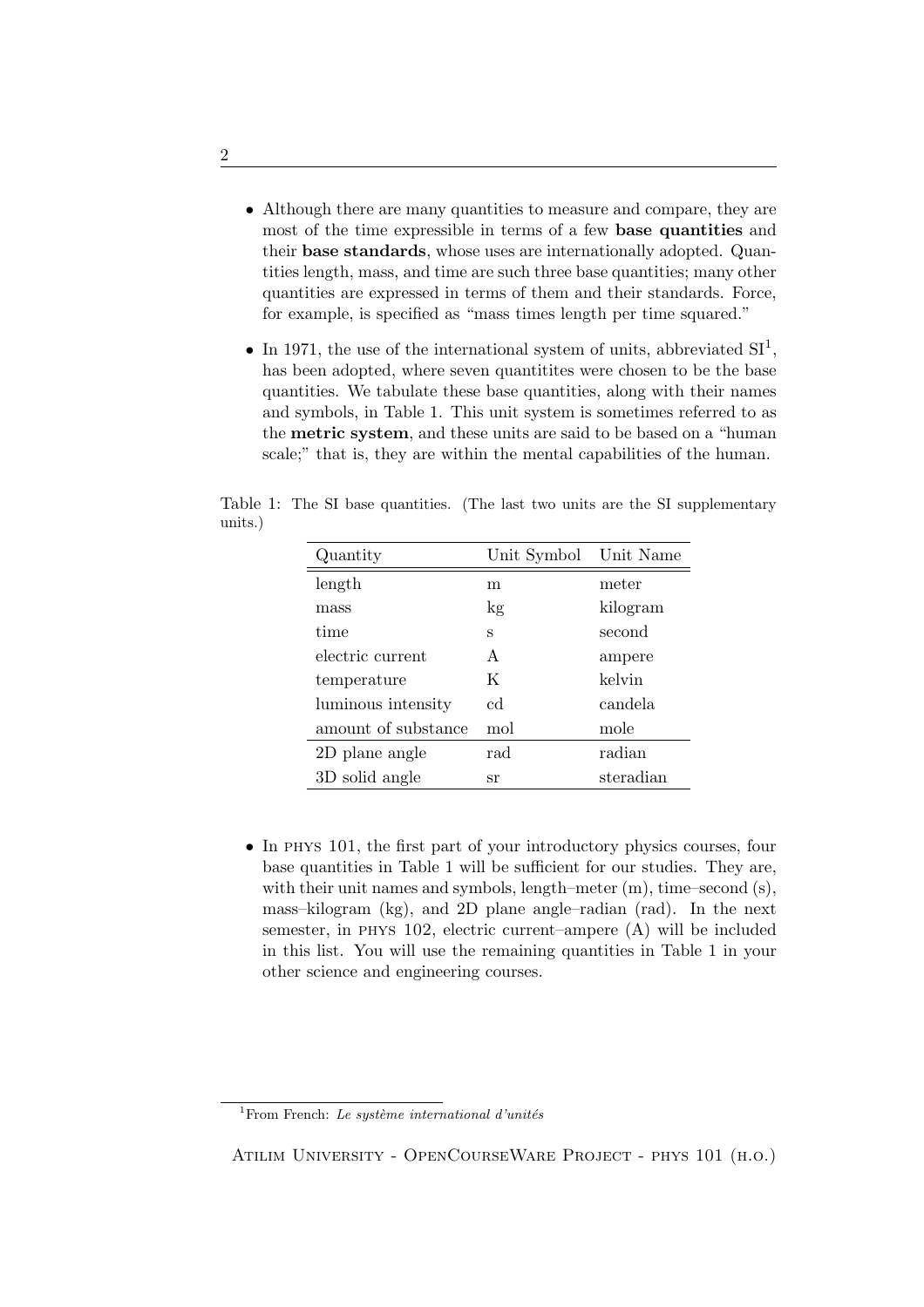- Although there are many quantities to measure and compare, they are most of the time expressible in terms of a few **base quantities** and their **base standards**, whose uses are internationally adopted. Quantities length, mass, and time are such three base quantities; many other quantities are expressed in terms of them and their standards. Force, for example, is specified as "mass times length per time squared."

- In 1971, the use of the international system of units, abbreviated SI[1], has been adopted, where seven quantitites were chosen to be the base quantities. We tabulate these base quantities, along with their names and symbols, in Table 1. This unit system is sometimes referred to as the **metric system**, and these units are said to be based on a "human scale;" that is, they are within the mental capabilities of the human.

Table 1: The SI base quantities. (The last two units are the SI supplementary units.)

| Quantity | Unit Symbol | Unit Name |
|---|---|---|
| length | m | meter |
| mass | kg | kilogram |
| time | s | second |
| electric current | A | ampere |
| temperature | K | kelvin |
| luminous intensity | cd | candela |
| amount of substance | mol | mole |
| 2D plane angle | rad | radian |
| 3D solid angle | sr | steradian |

- In PHYS 101, the first part of your introductory physics courses, four base quantities in Table 1 will be sufficient for our studies. They are, with their unit names and symbols, length–meter (m), time–second (s), mass–kilogram (kg), and 2D plane angle–radian (rad). In the next semester, in PHYS 102, electric current–ampere (A) will be included in this list. You will use the remaining quantities in Table 1 in your other science and engineering courses.

[1] From French: *Le système international d'unités*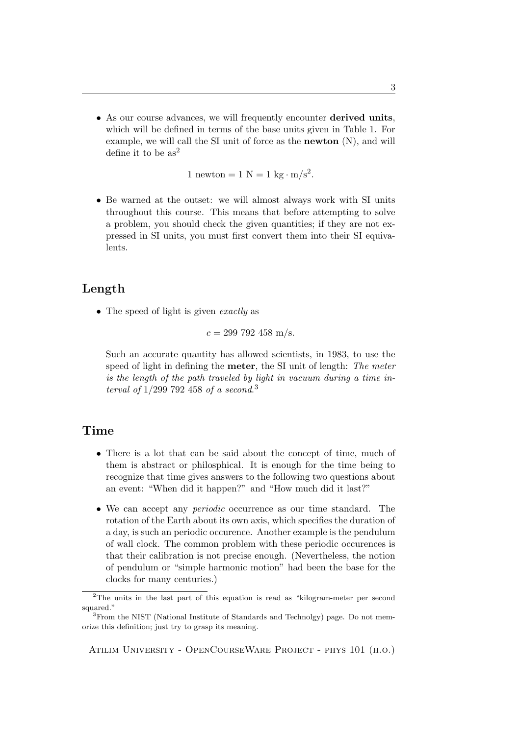- As our course advances, we will frequently encounter **derived units**, which will be defined in terms of the base units given in Table 1. For example, we will call the SI unit of force as the **newton** (N), and will define it to be as[2]

$$1 \text{ newton} = 1 \text{ N} = 1 \text{ kg} \cdot \text{m/s}^2.$$

- Be warned at the outset: we will almost always work with SI units throughout this course. This means that before attempting to solve a problem, you should check the given quantities; if they are not expressed in SI units, you must first convert them into their SI equivalents.

## Length

- The speed of light is given *exactly* as

$$c = 299\ 792\ 458 \text{ m/s}.$$

Such an accurate quantity has allowed scientists, in 1983, to use the speed of light in defining the **meter**, the SI unit of length: *The meter is the length of the path traveled by light in vacuum during a time interval of* 1/299 792 458 *of a second*.[3]

## Time

- There is a lot that can be said about the concept of time, much of them is abstract or philosphical. It is enough for the time being to recognize that time gives answers to the following two questions about an event: "When did it happen?" and "How much did it last?"

- We can accept any *periodic* occurrence as our time standard. The rotation of the Earth about its own axis, which specifies the duration of a day, is such an periodic occurence. Another example is the pendulum of wall clock. The common problem with these periodic occurences is that their calibration is not precise enough. (Nevertheless, the notion of pendulum or "simple harmonic motion" had been the base for the clocks for many centuries.)

---

[2] The units in the last part of this equation is read as "kilogram-meter per second squared."

[3] From the NIST (National Institute of Standards and Technolgy) page. Do not memorize this definition; just try to grasp its meaning.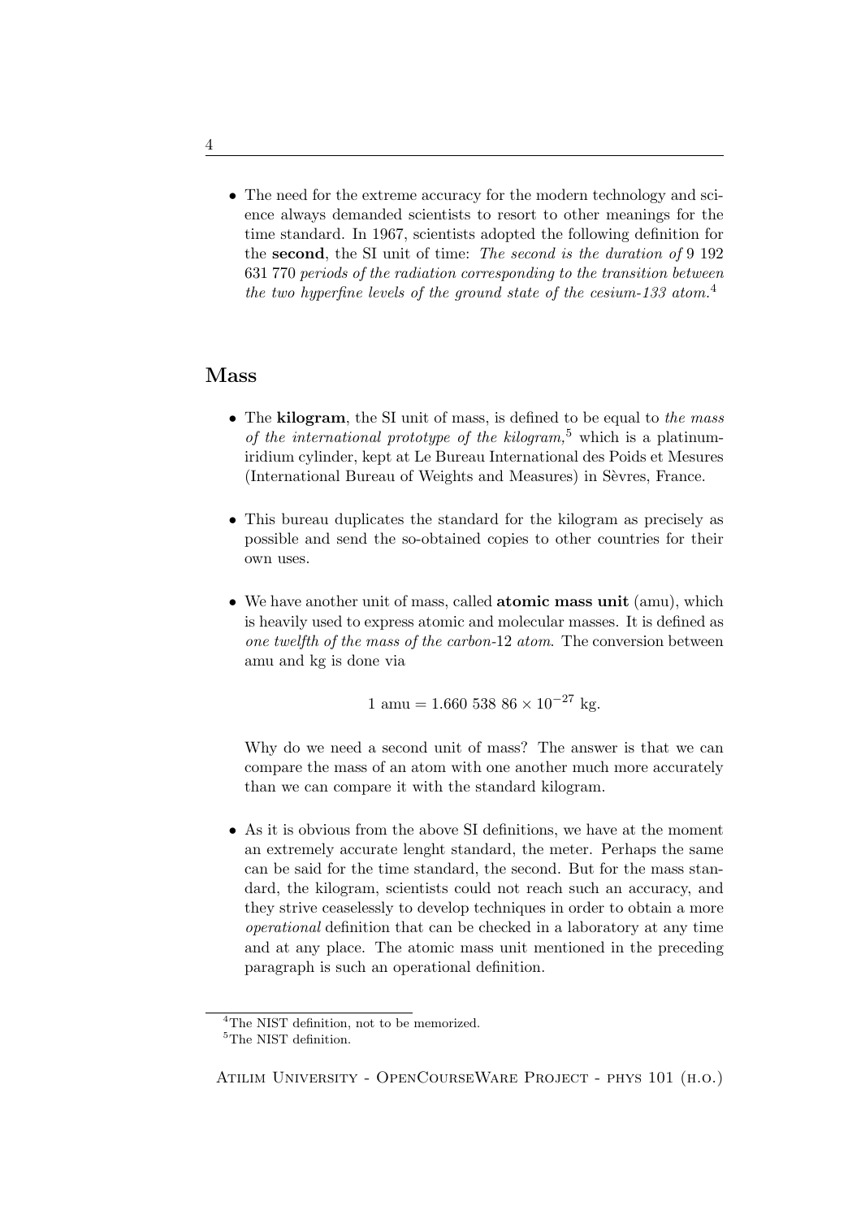- The need for the extreme accuracy for the modern technology and science always demanded scientists to resort to other meanings for the time standard. In 1967, scientists adopted the following definition for the **second**, the SI unit of time: *The second is the duration of* 9 192 631 770 *periods of the radiation corresponding to the transition between the two hyperfine levels of the ground state of the cesium-133 atom.*[4]

## Mass

- The **kilogram**, the SI unit of mass, is defined to be equal to *the mass of the international prototype of the kilogram,*[5] which is a platinum-iridium cylinder, kept at Le Bureau International des Poids et Mesures (International Bureau of Weights and Measures) in Sèvres, France.

- This bureau duplicates the standard for the kilogram as precisely as possible and send the so-obtained copies to other countries for their own uses.

- We have another unit of mass, called **atomic mass unit** (amu), which is heavily used to express atomic and molecular masses. It is defined as *one twelfth of the mass of the carbon*-12 *atom*. The conversion between amu and kg is done via

  $$1 \text{ amu} = 1.660\ 538\ 86 \times 10^{-27} \text{ kg}.$$

  Why do we need a second unit of mass? The answer is that we can compare the mass of an atom with one another much more accurately than we can compare it with the standard kilogram.

- As it is obvious from the above SI definitions, we have at the moment an extremely accurate lenght standard, the meter. Perhaps the same can be said for the time standard, the second. But for the mass standard, the kilogram, scientists could not reach such an accuracy, and they strive ceaselessly to develop techniques in order to obtain a more *operational* definition that can be checked in a laboratory at any time and at any place. The atomic mass unit mentioned in the preceding paragraph is such an operational definition.

---

[4] The NIST definition, not to be memorized.

[5] The NIST definition.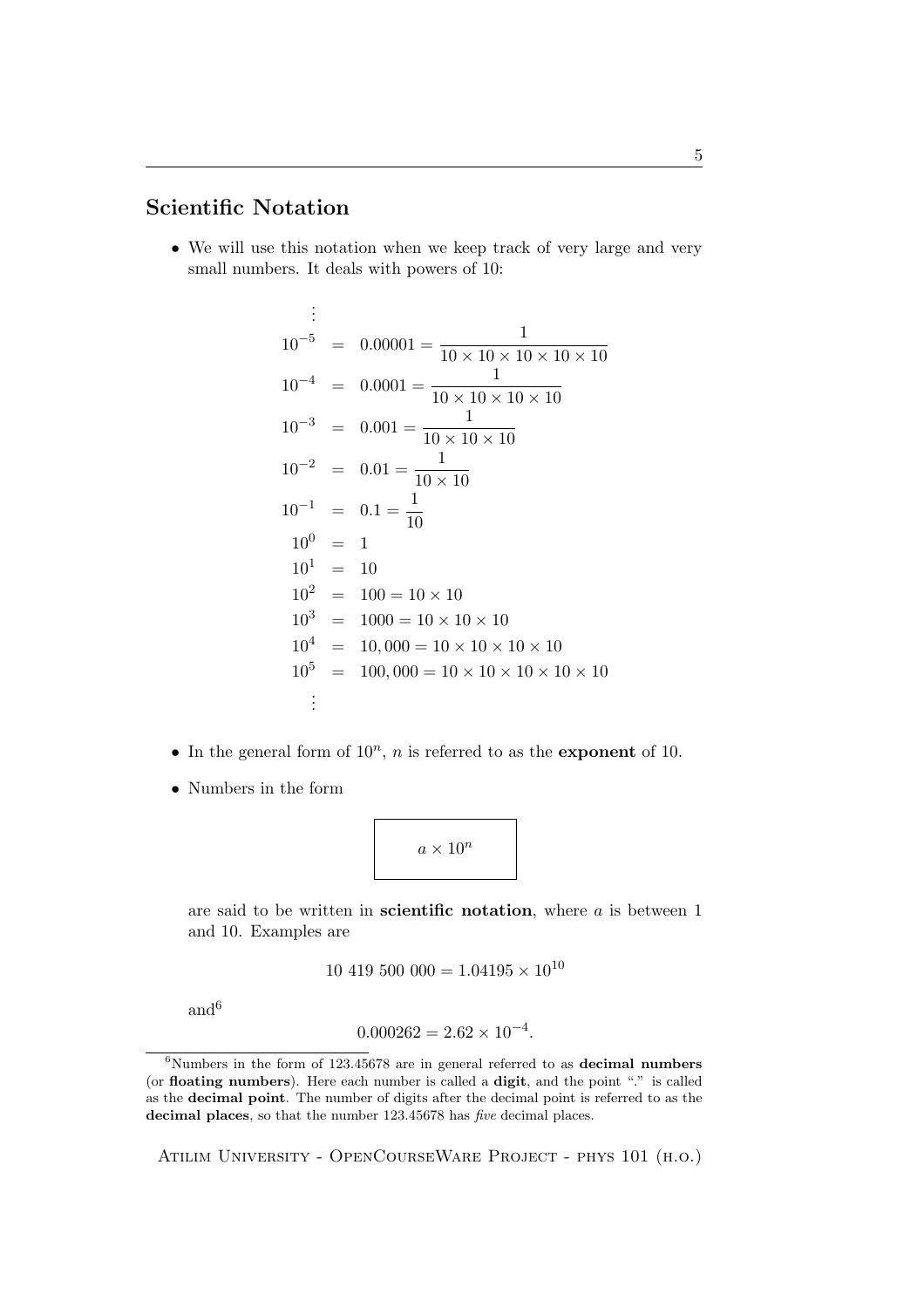## Scientific Notation

- We will use this notation when we keep track of very large and very small numbers. It deals with powers of 10:

$$
\begin{aligned}
&\vdots \\
10^{-5} &= 0.00001 = \frac{1}{10 \times 10 \times 10 \times 10 \times 10} \\
10^{-4} &= 0.0001 = \frac{1}{10 \times 10 \times 10 \times 10} \\
10^{-3} &= 0.001 = \frac{1}{10 \times 10 \times 10} \\
10^{-2} &= 0.01 = \frac{1}{10 \times 10} \\
10^{-1} &= 0.1 = \frac{1}{10} \\
10^{0} &= 1 \\
10^{1} &= 10 \\
10^{2} &= 100 = 10 \times 10 \\
10^{3} &= 1000 = 10 \times 10 \times 10 \\
10^{4} &= 10,000 = 10 \times 10 \times 10 \times 10 \\
10^{5} &= 100,000 = 10 \times 10 \times 10 \times 10 \times 10 \\
&\vdots
\end{aligned}
$$

- In the general form of $10^n$, $n$ is referred to as the **exponent** of 10.

- Numbers in the form

$$\boxed{a \times 10^n}$$

are said to be written in **scientific notation**, where $a$ is between 1 and 10. Examples are

$$10\ 419\ 500\ 000 = 1.04195 \times 10^{10}$$

and[6]

$$0.000262 = 2.62 \times 10^{-4}.$$

---

[6] Numbers in the form of 123.45678 are in general referred to as **decimal numbers** (or **floating numbers**). Here each number is called a **digit**, and the point "." is called as the **decimal point**. The number of digits after the decimal point is referred to as the **decimal places**, so that the number 123.45678 has *five* decimal places.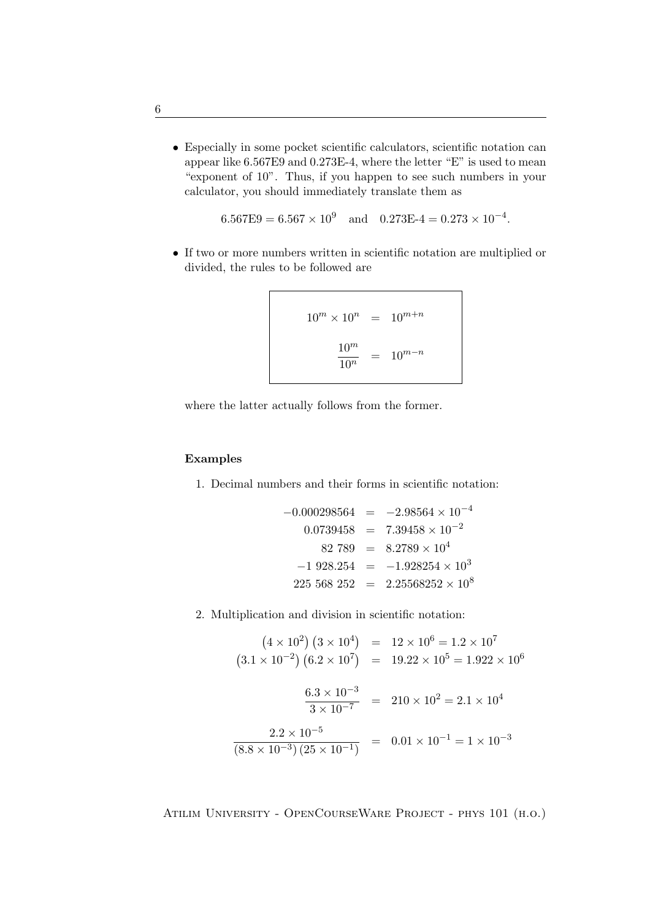- Especially in some pocket scientific calculators, scientific notation can appear like 6.567E9 and 0.273E-4, where the letter "E" is used to mean "exponent of 10". Thus, if you happen to see such numbers in your calculator, you should immediately translate them as

$$6.567\text{E}9 = 6.567 \times 10^9 \quad \text{and} \quad 0.273\text{E-}4 = 0.273 \times 10^{-4}.$$

- If two or more numbers written in scientific notation are multiplied or divided, the rules to be followed are

$$\boxed{\begin{aligned} 10^m \times 10^n &= 10^{m+n} \\ \frac{10^m}{10^n} &= 10^{m-n} \end{aligned}}$$

where the latter actually follows from the former.

**Examples**

1. Decimal numbers and their forms in scientific notation:

$$\begin{aligned} -0.000298564 &= -2.98564 \times 10^{-4} \\ 0.0739458 &= 7.39458 \times 10^{-2} \\ 82\ 789 &= 8.2789 \times 10^{4} \\ -1\ 928.254 &= -1.928254 \times 10^{3} \\ 225\ 568\ 252 &= 2.25568252 \times 10^{8} \end{aligned}$$

2. Multiplication and division in scientific notation:

$$\begin{aligned} \left(4 \times 10^2\right)\left(3 \times 10^4\right) &= 12 \times 10^6 = 1.2 \times 10^7 \\ \left(3.1 \times 10^{-2}\right)\left(6.2 \times 10^7\right) &= 19.22 \times 10^5 = 1.922 \times 10^6 \\ \frac{6.3 \times 10^{-3}}{3 \times 10^{-7}} &= 210 \times 10^2 = 2.1 \times 10^4 \\ \frac{2.2 \times 10^{-5}}{\left(8.8 \times 10^{-3}\right)\left(25 \times 10^{-1}\right)} &= 0.01 \times 10^{-1} = 1 \times 10^{-3} \end{aligned}$$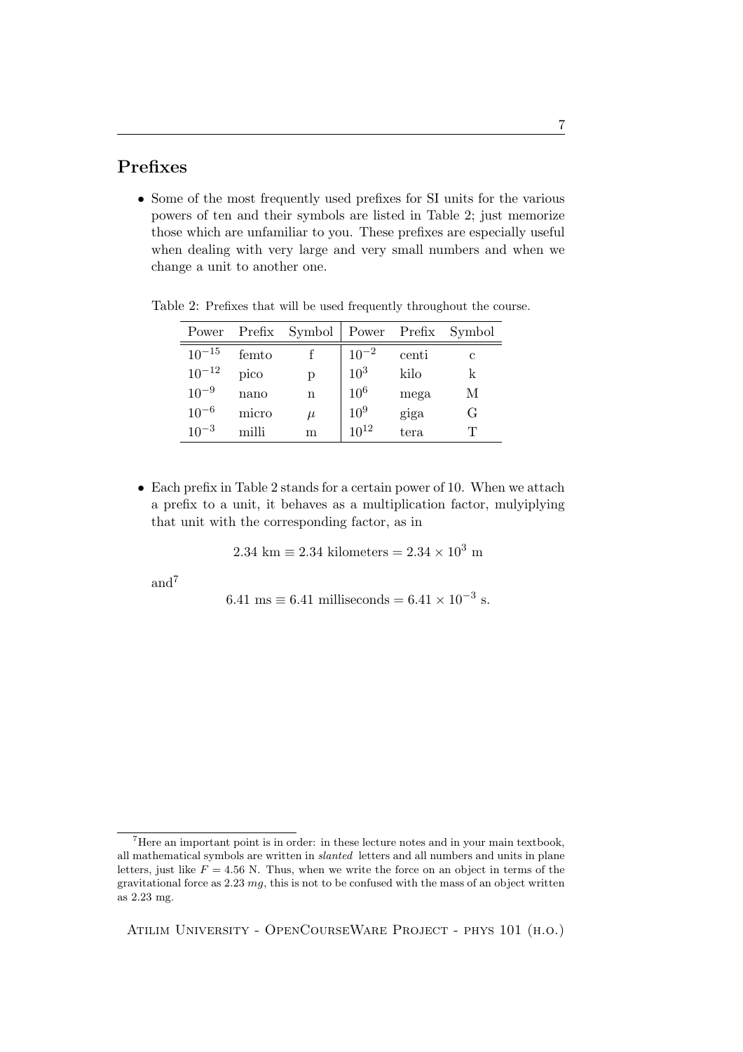## Prefixes

- Some of the most frequently used prefixes for SI units for the various powers of ten and their symbols are listed in Table 2; just memorize those which are unfamiliar to you. These prefixes are especially useful when dealing with very large and very small numbers and when we change a unit to another one.

Table 2: Prefixes that will be used frequently throughout the course.

| Power | Prefix | Symbol | Power | Prefix | Symbol |
|---|---|---|---|---|---|
| $10^{-15}$ | femto | f | $10^{-2}$ | centi | c |
| $10^{-12}$ | pico | p | $10^{3}$ | kilo | k |
| $10^{-9}$ | nano | n | $10^{6}$ | mega | M |
| $10^{-6}$ | micro | $\mu$ | $10^{9}$ | giga | G |
| $10^{-3}$ | milli | m | $10^{12}$ | tera | T |

- Each prefix in Table 2 stands for a certain power of 10. When we attach a prefix to a unit, it behaves as a multiplication factor, mulyiplying that unit with the corresponding factor, as in

$$2.34 \text{ km} \equiv 2.34 \text{ kilometers} = 2.34 \times 10^{3} \text{ m}$$

and[7]

$$6.41 \text{ ms} \equiv 6.41 \text{ milliseconds} = 6.41 \times 10^{-3} \text{ s}.$$

[7] Here an important point is in order: in these lecture notes and in your main textbook, all mathematical symbols are written in *slanted* letters and all numbers and units in plane letters, just like $F = 4.56$ N. Thus, when we write the force on an object in terms of the gravitational force as 2.23 $mg$, this is not to be confused with the mass of an object written as 2.23 mg.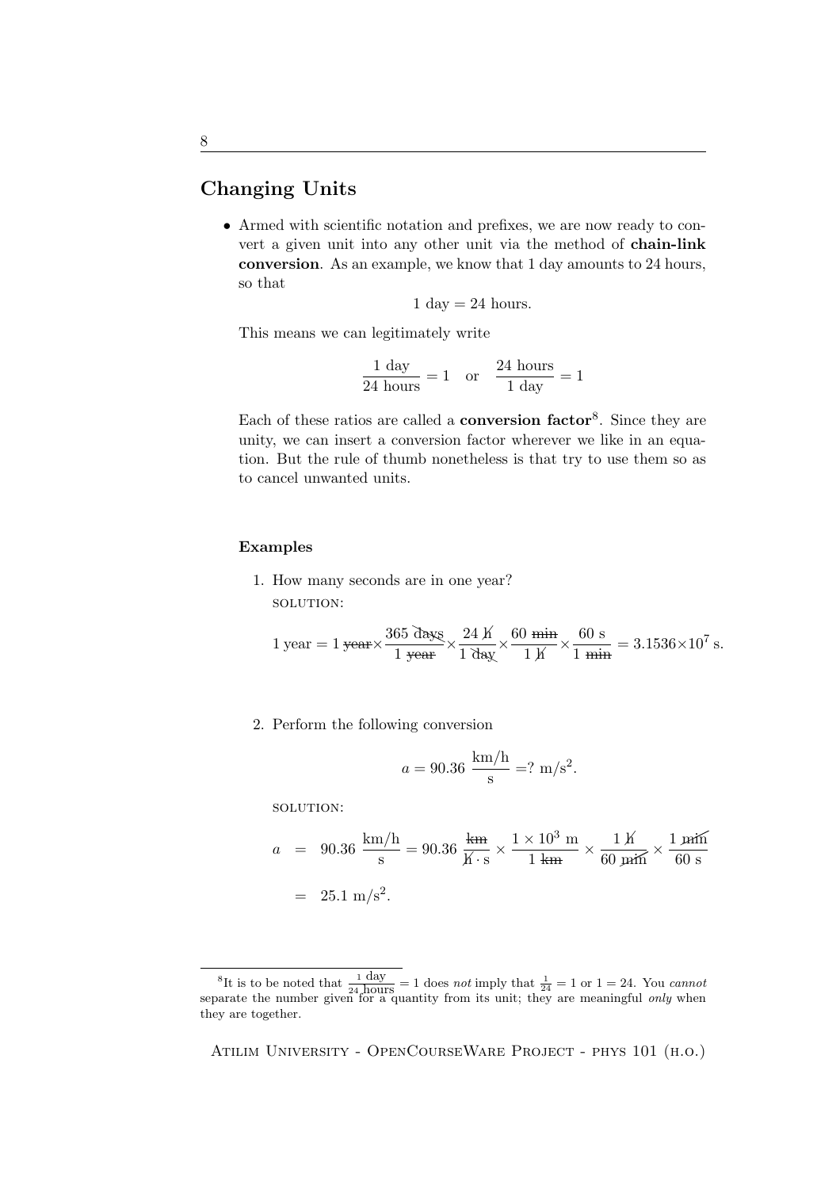## Changing Units

- Armed with scientific notation and prefixes, we are now ready to convert a given unit into any other unit via the method of **chain-link conversion**. As an example, we know that 1 day amounts to 24 hours, so that

$$1 \text{ day} = 24 \text{ hours}.$$

This means we can legitimately write

$$\frac{1 \text{ day}}{24 \text{ hours}} = 1 \quad \text{or} \quad \frac{24 \text{ hours}}{1 \text{ day}} = 1$$

Each of these ratios are called a **conversion factor**[8]. Since they are unity, we can insert a conversion factor wherever we like in an equation. But the rule of thumb nonetheless is that try to use them so as to cancel unwanted units.

### Examples

1. How many seconds are in one year?

   SOLUTION:

$$1 \text{ year} = 1 \cancel{\text{year}} \times \frac{365 \cancel{\text{days}}}{1 \cancel{\text{year}}} \times \frac{24 \cancel{\text{h}}}{1 \cancel{\text{day}}} \times \frac{60 \cancel{\text{min}}}{1 \cancel{\text{h}}} \times \frac{60 \text{ s}}{1 \cancel{\text{min}}} = 3.1536 \times 10^7 \text{ s}.$$

2. Perform the following conversion

$$a = 90.36 \ \frac{\text{km/h}}{\text{s}} = ? \ \text{m/s}^2.$$

   SOLUTION:

$$\begin{aligned} a &= 90.36 \ \frac{\text{km/h}}{\text{s}} = 90.36 \ \frac{\cancel{\text{km}}}{\cancel{\text{h}} \cdot \text{s}} \times \frac{1 \times 10^3 \text{ m}}{1 \cancel{\text{km}}} \times \frac{1 \cancel{\text{h}}}{60 \cancel{\text{min}}} \times \frac{1 \cancel{\text{min}}}{60 \text{ s}} \\ &= 25.1 \text{ m/s}^2. \end{aligned}$$

---

[8] It is to be noted that $\frac{1 \text{ day}}{24 \text{ hours}} = 1$ does *not* imply that $\frac{1}{24} = 1$ or $1 = 24$. You *cannot* separate the number given for a quantity from its unit; they are meaningful *only* when they are together.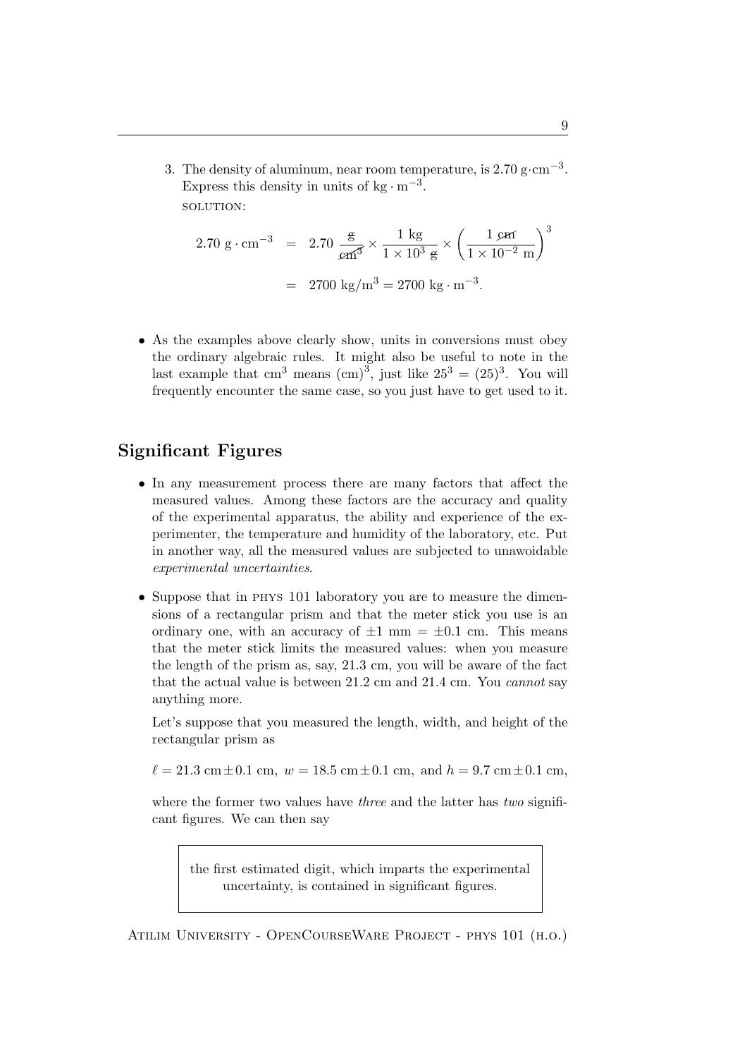3. The density of aluminum, near room temperature, is $2.70\ \text{g}\cdot\text{cm}^{-3}$. Express this density in units of $\text{kg}\cdot\text{m}^{-3}$.

   SOLUTION:

$$
\begin{aligned}
2.70\ \text{g}\cdot\text{cm}^{-3} &= 2.70\ \frac{\cancel{\text{g}}}{\cancel{\text{cm}^3}} \times \frac{1\ \text{kg}}{1\times 10^3\ \cancel{\text{g}}} \times \left(\frac{1\ \cancel{\text{cm}}}{1\times 10^{-2}\ \text{m}}\right)^3 \\
&= 2700\ \text{kg/m}^3 = 2700\ \text{kg}\cdot\text{m}^{-3}.
\end{aligned}
$$

- As the examples above clearly show, units in conversions must obey the ordinary algebraic rules. It might also be useful to note in the last example that $\text{cm}^3$ means $(\text{cm})^3$, just like $25^3 = (25)^3$. You will frequently encounter the same case, so you just have to get used to it.

## Significant Figures

- In any measurement process there are many factors that affect the measured values. Among these factors are the accuracy and quality of the experimental apparatus, the ability and experience of the experimenter, the temperature and humidity of the laboratory, etc. Put in another way, all the measured values are subjected to unawoidable *experimental uncertainties*.

- Suppose that in PHYS 101 laboratory you are to measure the dimensions of a rectangular prism and that the meter stick you use is an ordinary one, with an accuracy of $\pm 1$ mm $= \pm 0.1$ cm. This means that the meter stick limits the measured values: when you measure the length of the prism as, say, 21.3 cm, you will be aware of the fact that the actual value is between 21.2 cm and 21.4 cm. You *cannot* say anything more.

  Let's suppose that you measured the length, width, and height of the rectangular prism as

  $\ell = 21.3\ \text{cm} \pm 0.1\ \text{cm}$, $w = 18.5\ \text{cm} \pm 0.1\ \text{cm}$, and $h = 9.7\ \text{cm} \pm 0.1\ \text{cm}$,

  where the former two values have *three* and the latter has *two* significant figures. We can then say

  > the first estimated digit, which imparts the experimental uncertainty, is contained in significant figures.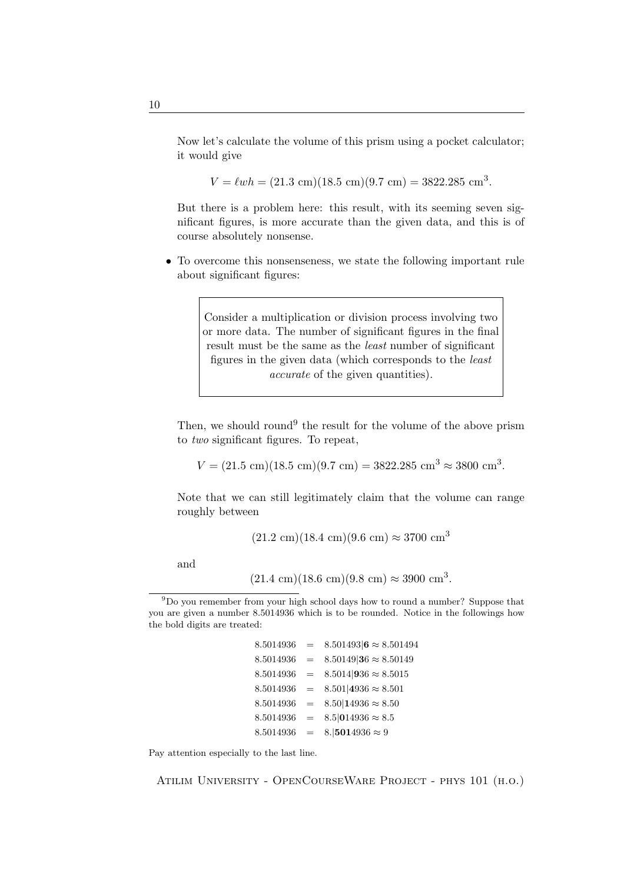Now let's calculate the volume of this prism using a pocket calculator; it would give

$$V = \ell w h = (21.3 \text{ cm})(18.5 \text{ cm})(9.7 \text{ cm}) = 3822.285 \text{ cm}^3.$$

But there is a problem here: this result, with its seeming seven significant figures, is more accurate than the given data, and this is of course absolutely nonsense.

- To overcome this nonsenseness, we state the following important rule about significant figures:

> Consider a multiplication or division process involving two or more data. The number of significant figures in the final result must be the same as the *least* number of significant figures in the given data (which corresponds to the *least accurate* of the given quantities).

Then, we should round[9] the result for the volume of the above prism to *two* significant figures. To repeat,

$$V = (21.5 \text{ cm})(18.5 \text{ cm})(9.7 \text{ cm}) = 3822.285 \text{ cm}^3 \approx 3800 \text{ cm}^3.$$

Note that we can still legitimately claim that the volume can range roughly between

$$(21.2 \text{ cm})(18.4 \text{ cm})(9.6 \text{ cm}) \approx 3700 \text{ cm}^3$$

and

$$(21.4 \text{ cm})(18.6 \text{ cm})(9.8 \text{ cm}) \approx 3900 \text{ cm}^3.$$

---

[9] Do you remember from your high school days how to round a number? Suppose that you are given a number 8.5014936 which is to be rounded. Notice in the followings how the bold digits are treated:

$$\begin{aligned}
8.5014936 &= 8.501493|\mathbf{6} \approx 8.501494 \\
8.5014936 &= 8.50149|\mathbf{3}6 \approx 8.50149 \\
8.5014936 &= 8.5014|\mathbf{9}36 \approx 8.5015 \\
8.5014936 &= 8.501|\mathbf{4}936 \approx 8.501 \\
8.5014936 &= 8.50|\mathbf{1}4936 \approx 8.50 \\
8.5014936 &= 8.5|\mathbf{0}14936 \approx 8.5 \\
8.5014936 &= 8.|\mathbf{501}4936 \approx 9
\end{aligned}$$

Pay attention especially to the last line.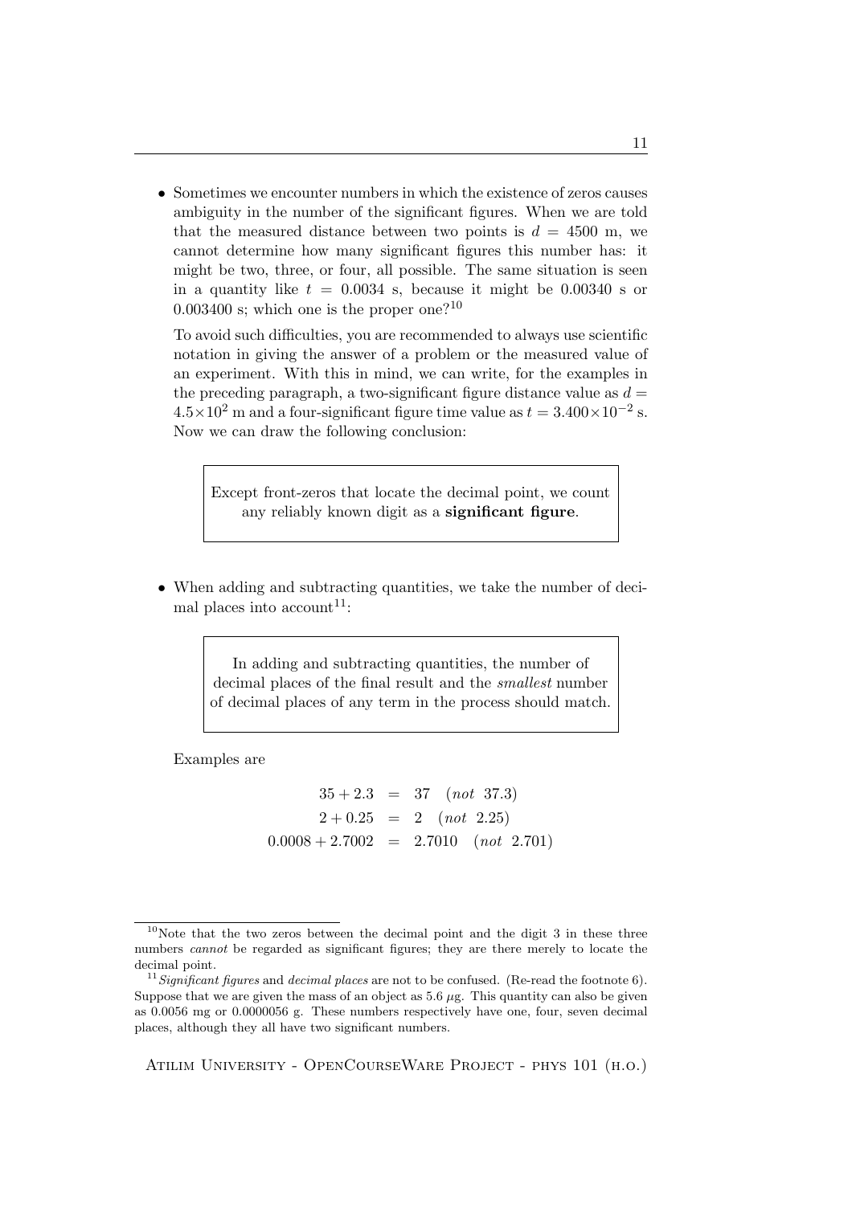- Sometimes we encounter numbers in which the existence of zeros causes ambiguity in the number of the significant figures. When we are told that the measured distance between two points is $d = 4500$ m, we cannot determine how many significant figures this number has: it might be two, three, or four, all possible. The same situation is seen in a quantity like $t = 0.0034$ s, because it might be 0.00340 s or 0.003400 s; which one is the proper one?[10]

  To avoid such difficulties, you are recommended to always use scientific notation in giving the answer of a problem or the measured value of an experiment. With this in mind, we can write, for the examples in the preceding paragraph, a two-significant figure distance value as $d = 4.5 \times 10^2$ m and a four-significant figure time value as $t = 3.400 \times 10^{-2}$ s. Now we can draw the following conclusion:

  > Except front-zeros that locate the decimal point, we count any reliably known digit as a **significant figure**.

- When adding and subtracting quantities, we take the number of decimal places into account[11]:

  > In adding and subtracting quantities, the number of decimal places of the final result and the *smallest* number of decimal places of any term in the process should match.

  Examples are

$$
\begin{aligned}
35 + 2.3 &= 37 \quad (\textit{not}\ 37.3) \\
2 + 0.25 &= 2 \quad (\textit{not}\ 2.25) \\
0.0008 + 2.7002 &= 2.7010 \quad (\textit{not}\ 2.701)
\end{aligned}
$$

---

[10] Note that the two zeros between the decimal point and the digit 3 in these three numbers *cannot* be regarded as significant figures; they are there merely to locate the decimal point.

[11] *Significant figures* and *decimal places* are not to be confused. (Re-read the footnote 6). Suppose that we are given the mass of an object as 5.6 $\mu$g. This quantity can also be given as 0.0056 mg or 0.0000056 g. These numbers respectively have one, four, seven decimal places, although they all have two significant numbers.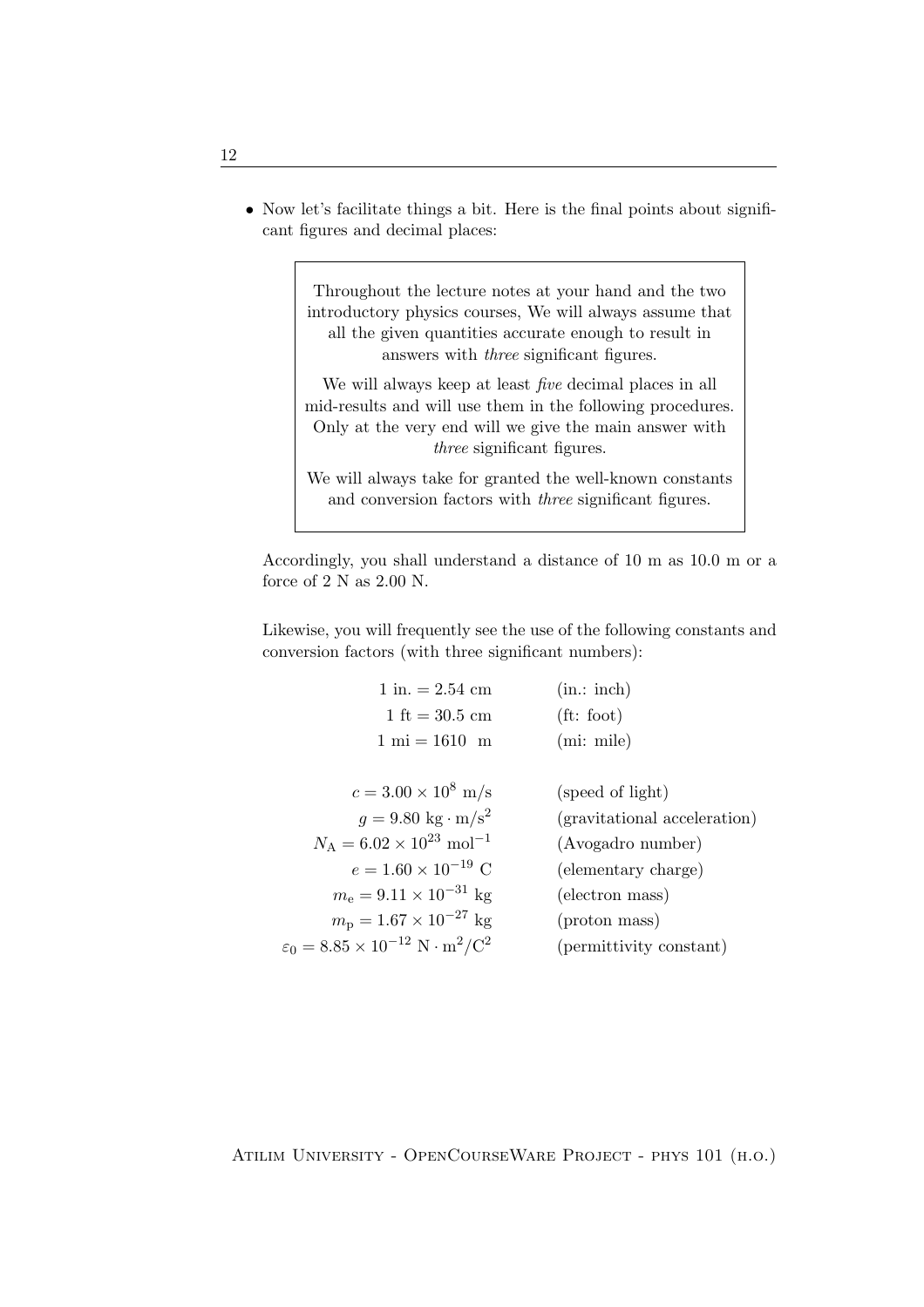- Now let's facilitate things a bit. Here is the final points about significant figures and decimal places:

> Throughout the lecture notes at your hand and the two introductory physics courses, We will always assume that all the given quantities accurate enough to result in answers with *three* significant figures.
>
> We will always keep at least *five* decimal places in all mid-results and will use them in the following procedures. Only at the very end will we give the main answer with *three* significant figures.
>
> We will always take for granted the well-known constants and conversion factors with *three* significant figures.

Accordingly, you shall understand a distance of 10 m as 10.0 m or a force of 2 N as 2.00 N.

Likewise, you will frequently see the use of the following constants and conversion factors (with three significant numbers):

| | |
|---|---|
| $1 \text{ in.} = 2.54 \text{ cm}$ | (in.: inch) |
| $1 \text{ ft} = 30.5 \text{ cm}$ | (ft: foot) |
| $1 \text{ mi} = 1610 \text{ m}$ | (mi: mile) |
| | |
| $c = 3.00 \times 10^{8} \text{ m/s}$ | (speed of light) |
| $g = 9.80 \text{ kg} \cdot \text{m/s}^2$ | (gravitational acceleration) |
| $N_{\text{A}} = 6.02 \times 10^{23} \text{ mol}^{-1}$ | (Avogadro number) |
| $e = 1.60 \times 10^{-19} \text{ C}$ | (elementary charge) |
| $m_{\text{e}} = 9.11 \times 10^{-31} \text{ kg}$ | (electron mass) |
| $m_{\text{p}} = 1.67 \times 10^{-27} \text{ kg}$ | (proton mass) |
| $\varepsilon_0 = 8.85 \times 10^{-12} \text{ N} \cdot \text{m}^2/\text{C}^2$ | (permittivity constant) |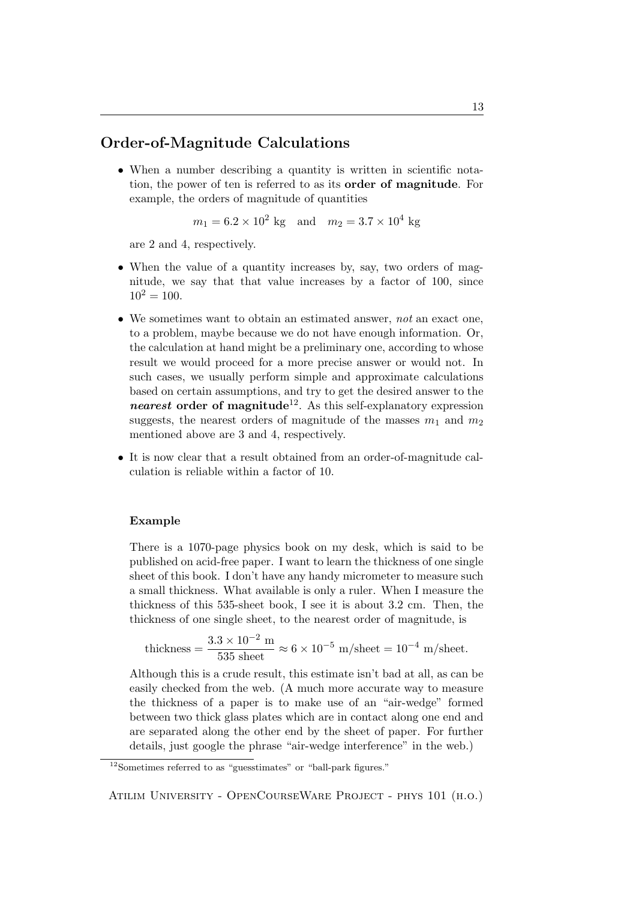## Order-of-Magnitude Calculations

- When a number describing a quantity is written in scientific notation, the power of ten is referred to as its **order of magnitude**. For example, the orders of magnitude of quantities

$$m_1 = 6.2 \times 10^2 \text{ kg} \quad \text{and} \quad m_2 = 3.7 \times 10^4 \text{ kg}$$

are 2 and 4, respectively.

- When the value of a quantity increases by, say, two orders of magnitude, we say that that value increases by a factor of 100, since $10^2 = 100$.

- We sometimes want to obtain an estimated answer, *not* an exact one, to a problem, maybe because we do not have enough information. Or, the calculation at hand might be a preliminary one, according to whose result we would proceed for a more precise answer or would not. In such cases, we usually perform simple and approximate calculations based on certain assumptions, and try to get the desired answer to the ***nearest* order of magnitude**[12]. As this self-explanatory expression suggests, the nearest orders of magnitude of the masses $m_1$ and $m_2$ mentioned above are 3 and 4, respectively.

- It is now clear that a result obtained from an order-of-magnitude calculation is reliable within a factor of 10.

#### Example

There is a 1070-page physics book on my desk, which is said to be published on acid-free paper. I want to learn the thickness of one single sheet of this book. I don't have any handy micrometer to measure such a small thickness. What available is only a ruler. When I measure the thickness of this 535-sheet book, I see it is about 3.2 cm. Then, the thickness of one single sheet, to the nearest order of magnitude, is

$$\text{thickness} = \frac{3.3 \times 10^{-2} \text{ m}}{535 \text{ sheet}} \approx 6 \times 10^{-5} \text{ m/sheet} = 10^{-4} \text{ m/sheet}.$$

Although this is a crude result, this estimate isn't bad at all, as can be easily checked from the web. (A much more accurate way to measure the thickness of a paper is to make use of an "air-wedge" formed between two thick glass plates which are in contact along one end and are separated along the other end by the sheet of paper. For further details, just google the phrase "air-wedge interference" in the web.)

[12] Sometimes referred to as "guesstimates" or "ball-park figures."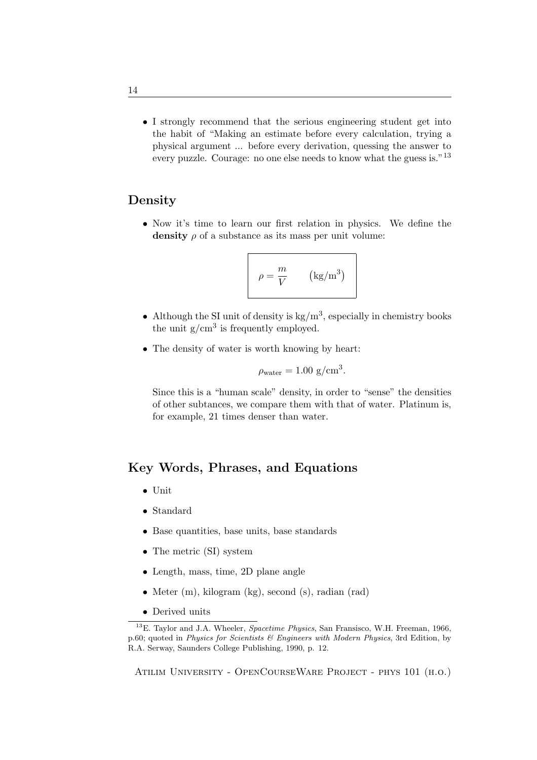- I strongly recommend that the serious engineering student get into the habit of "Making an estimate before every calculation, trying a physical argument ... before every derivation, quessing the answer to every puzzle. Courage: no one else needs to know what the guess is."[13]

## Density

- Now it's time to learn our first relation in physics. We define the **density** $\rho$ of a substance as its mass per unit volume:

$$\rho = \frac{m}{V} \qquad \left(\mathrm{kg/m^3}\right)$$

- Although the SI unit of density is $\mathrm{kg/m^3}$, especially in chemistry books the unit $\mathrm{g/cm^3}$ is frequently employed.

- The density of water is worth knowing by heart:

$$\rho_{\text{water}} = 1.00\ \mathrm{g/cm^3}.$$

  Since this is a "human scale" density, in order to "sense" the densities of other subtances, we compare them with that of water. Platinum is, for example, 21 times denser than water.

## Key Words, Phrases, and Equations

- Unit
- Standard
- Base quantities, base units, base standards
- The metric (SI) system
- Length, mass, time, 2D plane angle
- Meter (m), kilogram (kg), second (s), radian (rad)
- Derived units

[13] E. Taylor and J.A. Wheeler, *Spacetime Physics*, San Fransisco, W.H. Freeman, 1966, p.60; quoted in *Physics for Scientists & Engineers with Modern Physics*, 3rd Edition, by R.A. Serway, Saunders College Publishing, 1990, p. 12.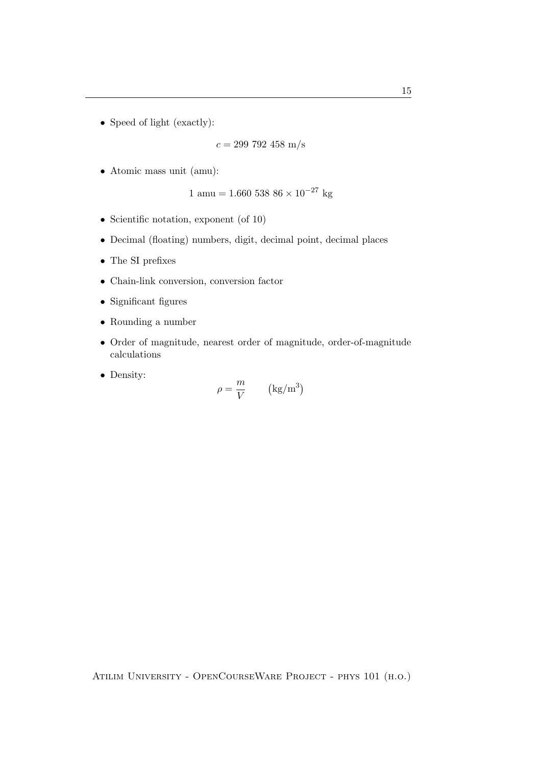- Speed of light (exactly):

$$c = 299\ 792\ 458 \text{ m/s}$$

- Atomic mass unit (amu):

$$1 \text{ amu} = 1.660\ 538\ 86 \times 10^{-27} \text{ kg}$$

- Scientific notation, exponent (of 10)
- Decimal (floating) numbers, digit, decimal point, decimal places
- The SI prefixes
- Chain-link conversion, conversion factor
- Significant figures
- Rounding a number
- Order of magnitude, nearest order of magnitude, order-of-magnitude calculations
- Density:

$$\rho = \frac{m}{V} \qquad \left(\text{kg/m}^3\right)$$